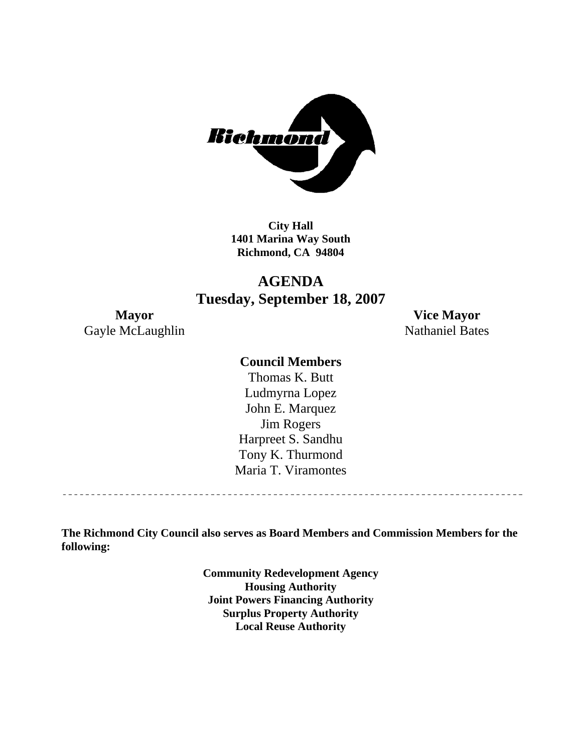**City Hall**
**1401 Marina Way South**
**Richmond, CA 94804**

# AGENDA
## Tuesday, September 18, 2007

**Mayor**
Gayle McLaughlin

**Vice Mayor**
Nathaniel Bates

**Council Members**

Thomas K. Butt
Ludmyrna Lopez
John E. Marquez
Jim Rogers
Harpreet S. Sandhu
Tony K. Thurmond
Maria T. Viramontes

---

**The Richmond City Council also serves as Board Members and Commission Members for the following:**

**Community Redevelopment Agency**
**Housing Authority**
**Joint Powers Financing Authority**
**Surplus Property Authority**
**Local Reuse Authority**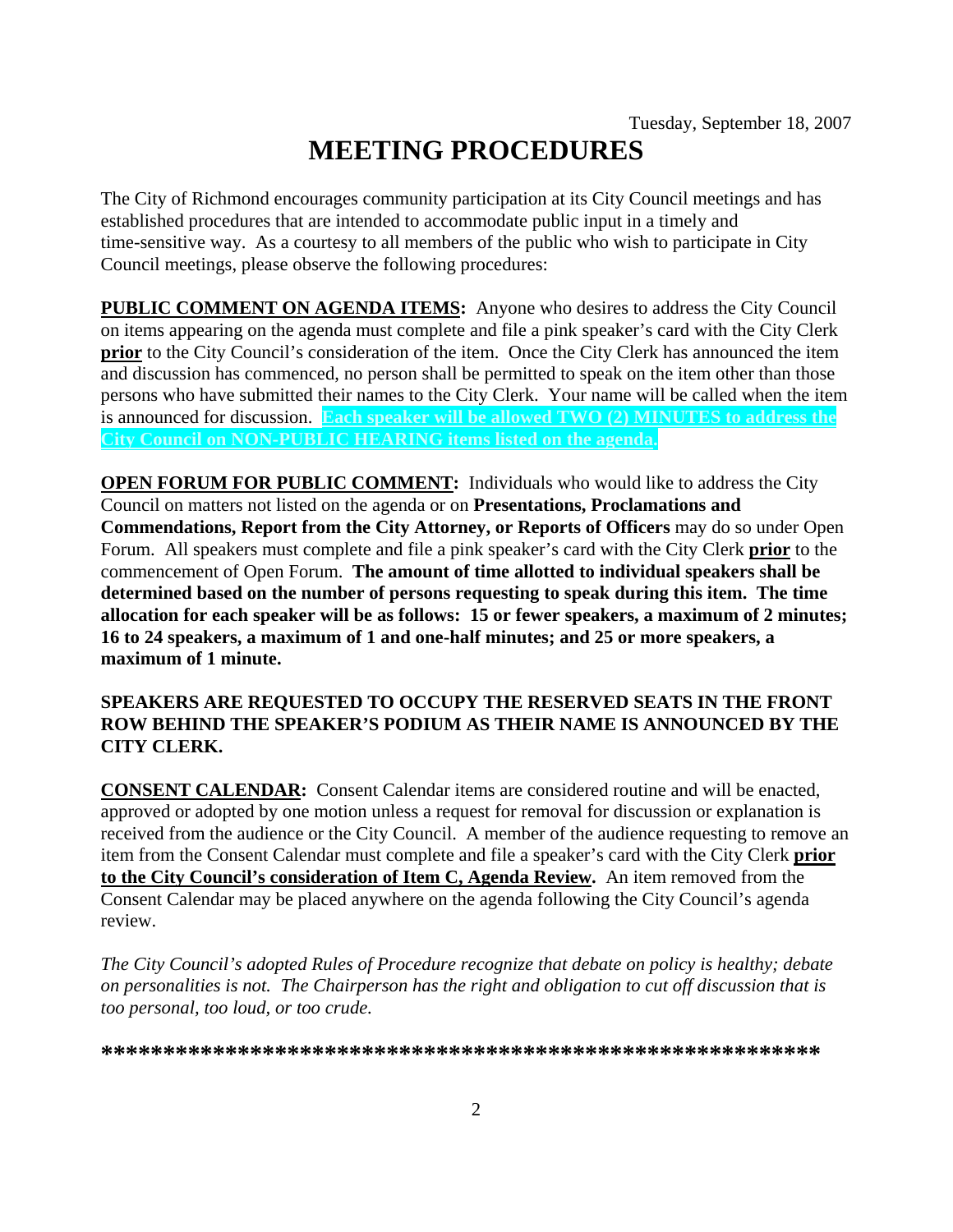Tuesday, September 18, 2007

# MEETING PROCEDURES

The City of Richmond encourages community participation at its City Council meetings and has established procedures that are intended to accommodate public input in a timely and time-sensitive way. As a courtesy to all members of the public who wish to participate in City Council meetings, please observe the following procedures:

**PUBLIC COMMENT ON AGENDA ITEMS:** Anyone who desires to address the City Council on items appearing on the agenda must complete and file a pink speaker's card with the City Clerk **prior** to the City Council's consideration of the item. Once the City Clerk has announced the item and discussion has commenced, no person shall be permitted to speak on the item other than those persons who have submitted their names to the City Clerk. Your name will be called when the item is announced for discussion. **Each speaker will be allowed TWO (2) MINUTES to address the City Council on NON-PUBLIC HEARING items listed on the agenda.**

**OPEN FORUM FOR PUBLIC COMMENT:** Individuals who would like to address the City Council on matters not listed on the agenda or on **Presentations, Proclamations and Commendations, Report from the City Attorney, or Reports of Officers** may do so under Open Forum. All speakers must complete and file a pink speaker's card with the City Clerk **prior** to the commencement of Open Forum. **The amount of time allotted to individual speakers shall be determined based on the number of persons requesting to speak during this item. The time allocation for each speaker will be as follows: 15 or fewer speakers, a maximum of 2 minutes; 16 to 24 speakers, a maximum of 1 and one-half minutes; and 25 or more speakers, a maximum of 1 minute.**

**SPEAKERS ARE REQUESTED TO OCCUPY THE RESERVED SEATS IN THE FRONT ROW BEHIND THE SPEAKER'S PODIUM AS THEIR NAME IS ANNOUNCED BY THE CITY CLERK.**

**CONSENT CALENDAR:** Consent Calendar items are considered routine and will be enacted, approved or adopted by one motion unless a request for removal for discussion or explanation is received from the audience or the City Council. A member of the audience requesting to remove an item from the Consent Calendar must complete and file a speaker's card with the City Clerk **prior to the City Council's consideration of Item C, Agenda Review.** An item removed from the Consent Calendar may be placed anywhere on the agenda following the City Council's agenda review.

*The City Council's adopted Rules of Procedure recognize that debate on policy is healthy; debate on personalities is not. The Chairperson has the right and obligation to cut off discussion that is too personal, too loud, or too crude.*

**\*\*\*\*\*\*\*\*\*\*\*\*\*\*\*\*\*\*\*\*\*\*\*\*\*\*\*\*\*\*\*\*\*\*\*\*\*\*\*\*\*\*\*\*\*\*\*\*\*\*\*\*\*\*\*\*\*\*\***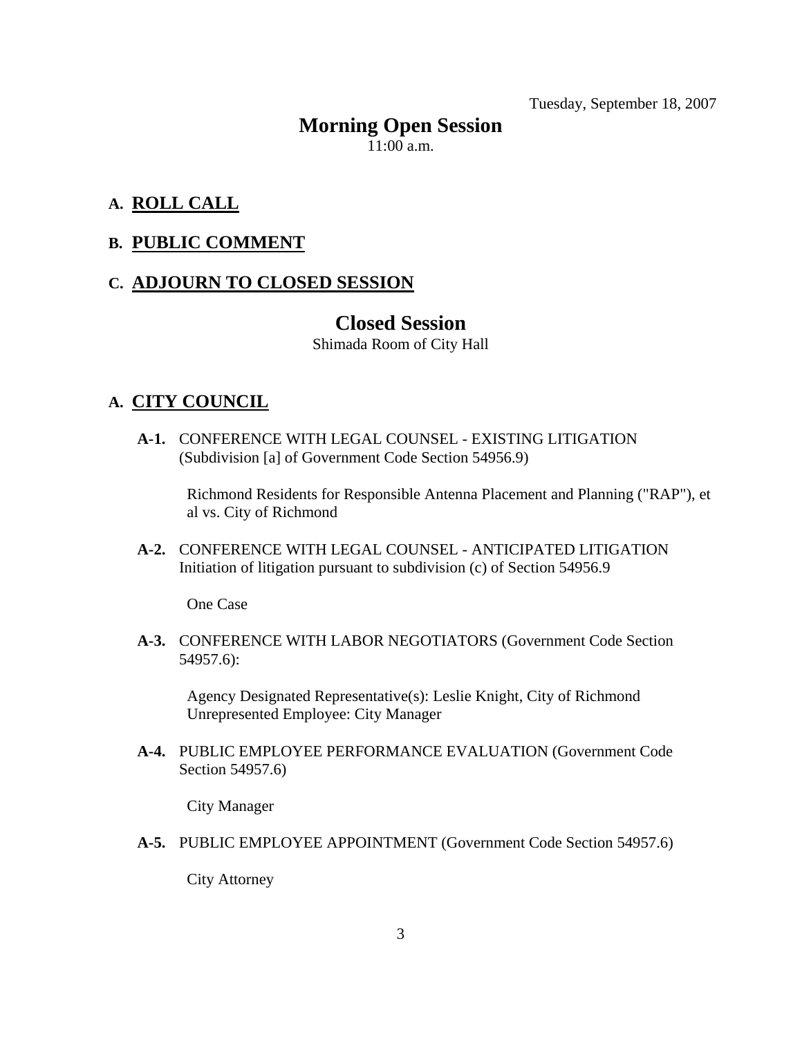Tuesday, September 18, 2007

# Morning Open Session

11:00 a.m.

## A. ROLL CALL

## B. PUBLIC COMMENT

## C. ADJOURN TO CLOSED SESSION

# Closed Session

Shimada Room of City Hall

## A. CITY COUNCIL

**A-1.** CONFERENCE WITH LEGAL COUNSEL - EXISTING LITIGATION (Subdivision [a] of Government Code Section 54956.9)

Richmond Residents for Responsible Antenna Placement and Planning ("RAP"), et al vs. City of Richmond

**A-2.** CONFERENCE WITH LEGAL COUNSEL - ANTICIPATED LITIGATION Initiation of litigation pursuant to subdivision (c) of Section 54956.9

One Case

**A-3.** CONFERENCE WITH LABOR NEGOTIATORS (Government Code Section 54957.6):

Agency Designated Representative(s): Leslie Knight, City of Richmond
Unrepresented Employee: City Manager

**A-4.** PUBLIC EMPLOYEE PERFORMANCE EVALUATION (Government Code Section 54957.6)

City Manager

**A-5.** PUBLIC EMPLOYEE APPOINTMENT (Government Code Section 54957.6)

City Attorney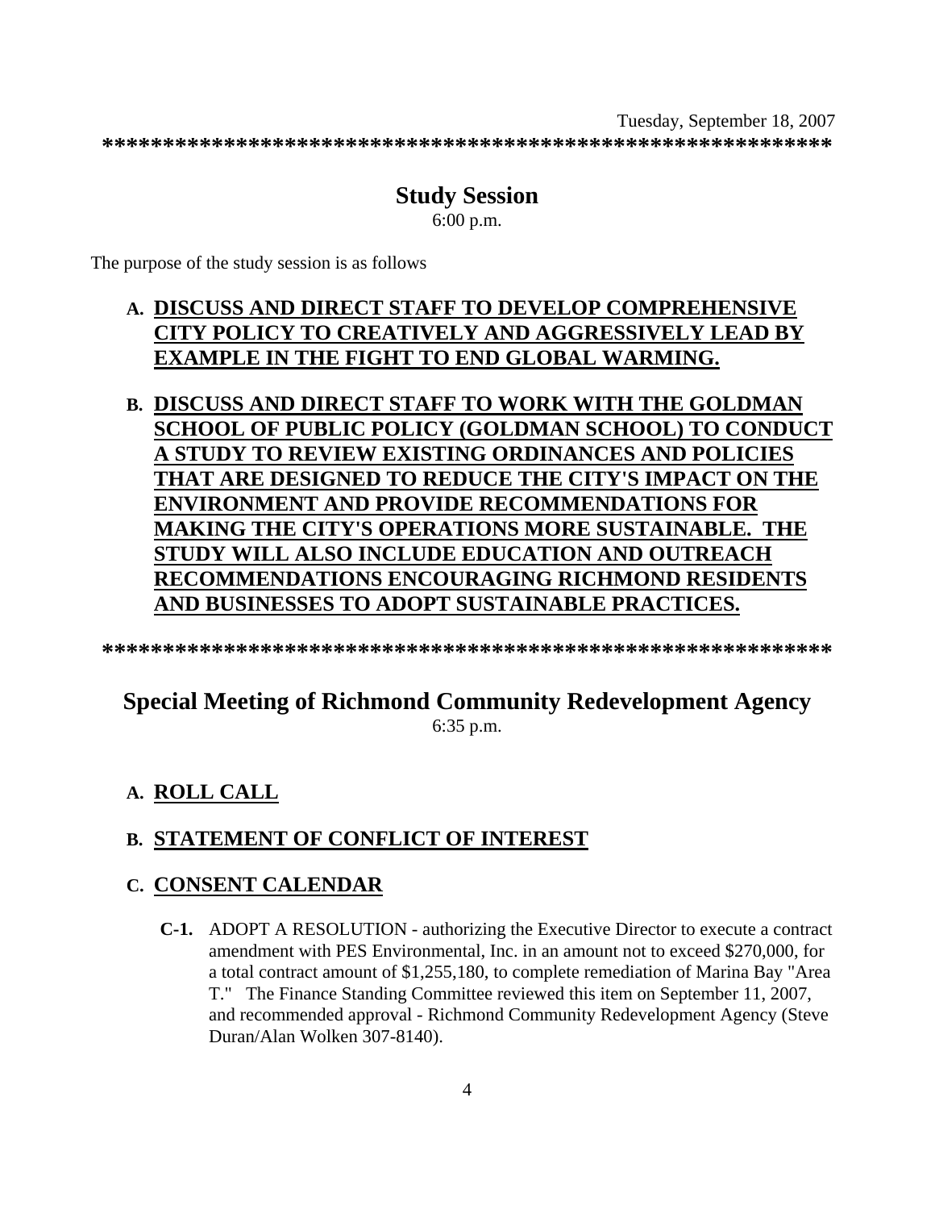Tuesday, September 18, 2007

************************************************************

## Study Session

6:00 p.m.

The purpose of the study session is as follows

**A. DISCUSS AND DIRECT STAFF TO DEVELOP COMPREHENSIVE CITY POLICY TO CREATIVELY AND AGGRESSIVELY LEAD BY EXAMPLE IN THE FIGHT TO END GLOBAL WARMING.**

**B. DISCUSS AND DIRECT STAFF TO WORK WITH THE GOLDMAN SCHOOL OF PUBLIC POLICY (GOLDMAN SCHOOL) TO CONDUCT A STUDY TO REVIEW EXISTING ORDINANCES AND POLICIES THAT ARE DESIGNED TO REDUCE THE CITY'S IMPACT ON THE ENVIRONMENT AND PROVIDE RECOMMENDATIONS FOR MAKING THE CITY'S OPERATIONS MORE SUSTAINABLE. THE STUDY WILL ALSO INCLUDE EDUCATION AND OUTREACH RECOMMENDATIONS ENCOURAGING RICHMOND RESIDENTS AND BUSINESSES TO ADOPT SUSTAINABLE PRACTICES.**

************************************************************

## Special Meeting of Richmond Community Redevelopment Agency

6:35 p.m.

**A. ROLL CALL**

**B. STATEMENT OF CONFLICT OF INTEREST**

**C. CONSENT CALENDAR**

**C-1.** ADOPT A RESOLUTION - authorizing the Executive Director to execute a contract amendment with PES Environmental, Inc. in an amount not to exceed $270,000, for a total contract amount of $1,255,180, to complete remediation of Marina Bay "Area T." The Finance Standing Committee reviewed this item on September 11, 2007, and recommended approval - Richmond Community Redevelopment Agency (Steve Duran/Alan Wolken 307-8140).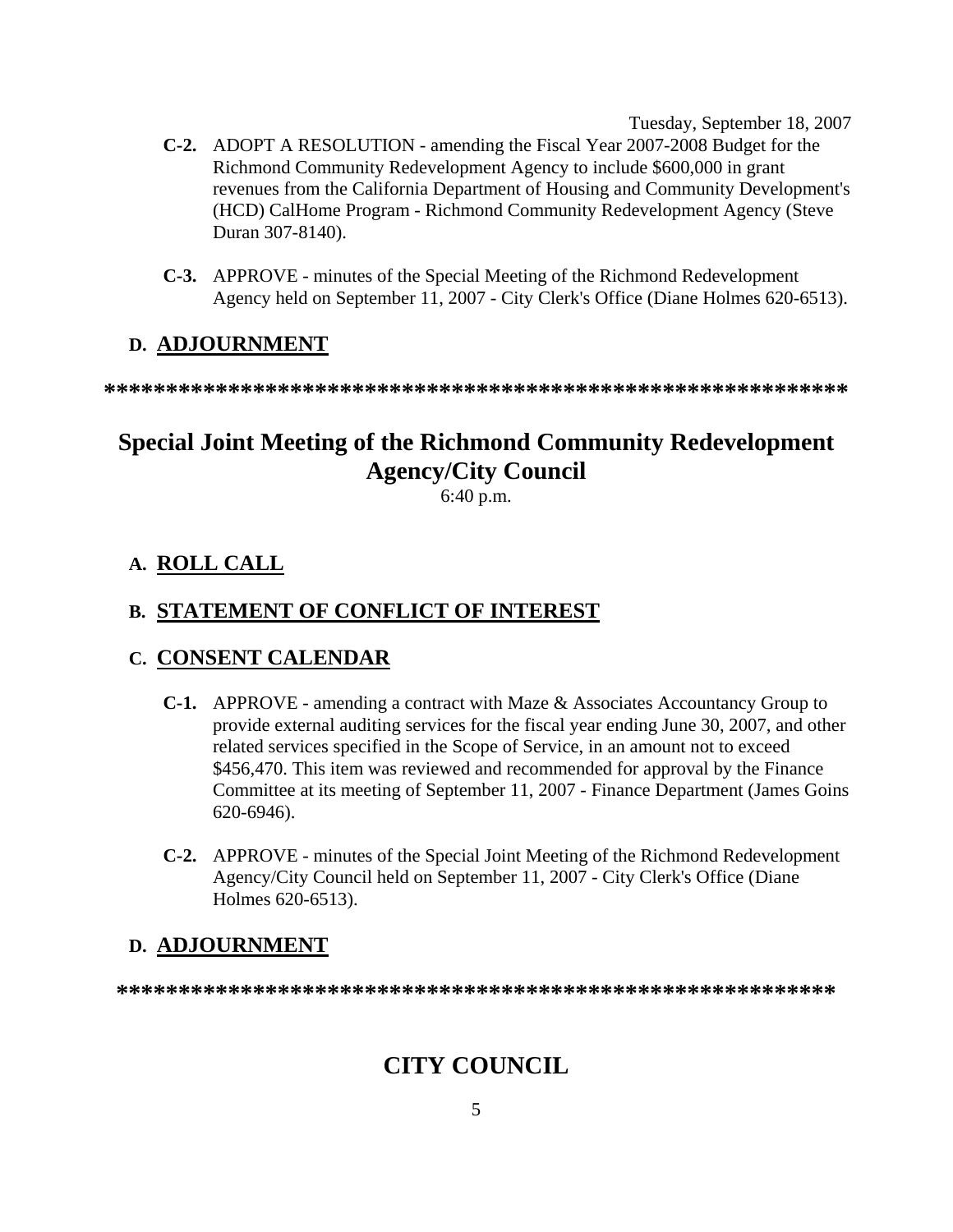**C-2.** ADOPT A RESOLUTION - amending the Fiscal Year 2007-2008 Budget for the Richmond Community Redevelopment Agency to include $600,000 in grant revenues from the California Department of Housing and Community Development's (HCD) CalHome Program - Richmond Community Redevelopment Agency (Steve Duran 307-8140).

**C-3.** APPROVE - minutes of the Special Meeting of the Richmond Redevelopment Agency held on September 11, 2007 - City Clerk's Office (Diane Holmes 620-6513).

## D. ADJOURNMENT

**************************************************************

# Special Joint Meeting of the Richmond Community Redevelopment Agency/City Council

6:40 p.m.

## A. ROLL CALL

## B. STATEMENT OF CONFLICT OF INTEREST

## C. CONSENT CALENDAR

**C-1.** APPROVE - amending a contract with Maze & Associates Accountancy Group to provide external auditing services for the fiscal year ending June 30, 2007, and other related services specified in the Scope of Service, in an amount not to exceed $456,470. This item was reviewed and recommended for approval by the Finance Committee at its meeting of September 11, 2007 - Finance Department (James Goins 620-6946).

**C-2.** APPROVE - minutes of the Special Joint Meeting of the Richmond Redevelopment Agency/City Council held on September 11, 2007 - City Clerk's Office (Diane Holmes 620-6513).

## D. ADJOURNMENT

************************************************************

# CITY COUNCIL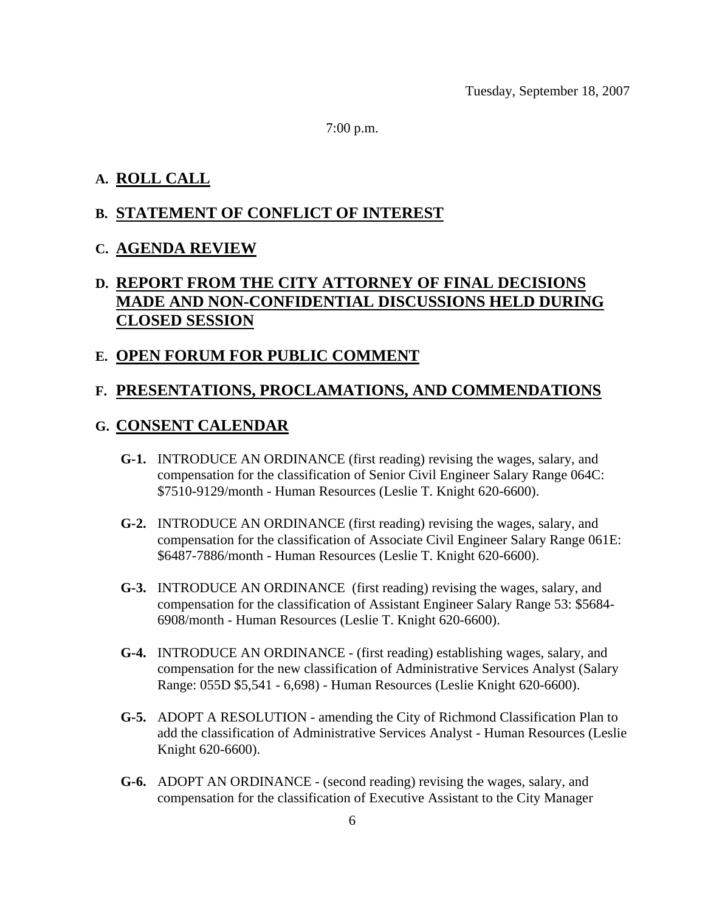Tuesday, September 18, 2007

7:00 p.m.

## A. ROLL CALL

## B. STATEMENT OF CONFLICT OF INTEREST

## C. AGENDA REVIEW

## D. REPORT FROM THE CITY ATTORNEY OF FINAL DECISIONS MADE AND NON-CONFIDENTIAL DISCUSSIONS HELD DURING CLOSED SESSION

## E. OPEN FORUM FOR PUBLIC COMMENT

## F. PRESENTATIONS, PROCLAMATIONS, AND COMMENDATIONS

## G. CONSENT CALENDAR

**G-1.** INTRODUCE AN ORDINANCE (first reading) revising the wages, salary, and compensation for the classification of Senior Civil Engineer Salary Range 064C: $7510-9129/month - Human Resources (Leslie T. Knight 620-6600).

**G-2.** INTRODUCE AN ORDINANCE (first reading) revising the wages, salary, and compensation for the classification of Associate Civil Engineer Salary Range 061E: $6487-7886/month - Human Resources (Leslie T. Knight 620-6600).

**G-3.** INTRODUCE AN ORDINANCE (first reading) revising the wages, salary, and compensation for the classification of Assistant Engineer Salary Range 53: $5684-6908/month - Human Resources (Leslie T. Knight 620-6600).

**G-4.** INTRODUCE AN ORDINANCE - (first reading) establishing wages, salary, and compensation for the new classification of Administrative Services Analyst (Salary Range: 055D $5,541 - 6,698) - Human Resources (Leslie Knight 620-6600).

**G-5.** ADOPT A RESOLUTION - amending the City of Richmond Classification Plan to add the classification of Administrative Services Analyst - Human Resources (Leslie Knight 620-6600).

**G-6.** ADOPT AN ORDINANCE - (second reading) revising the wages, salary, and compensation for the classification of Executive Assistant to the City Manager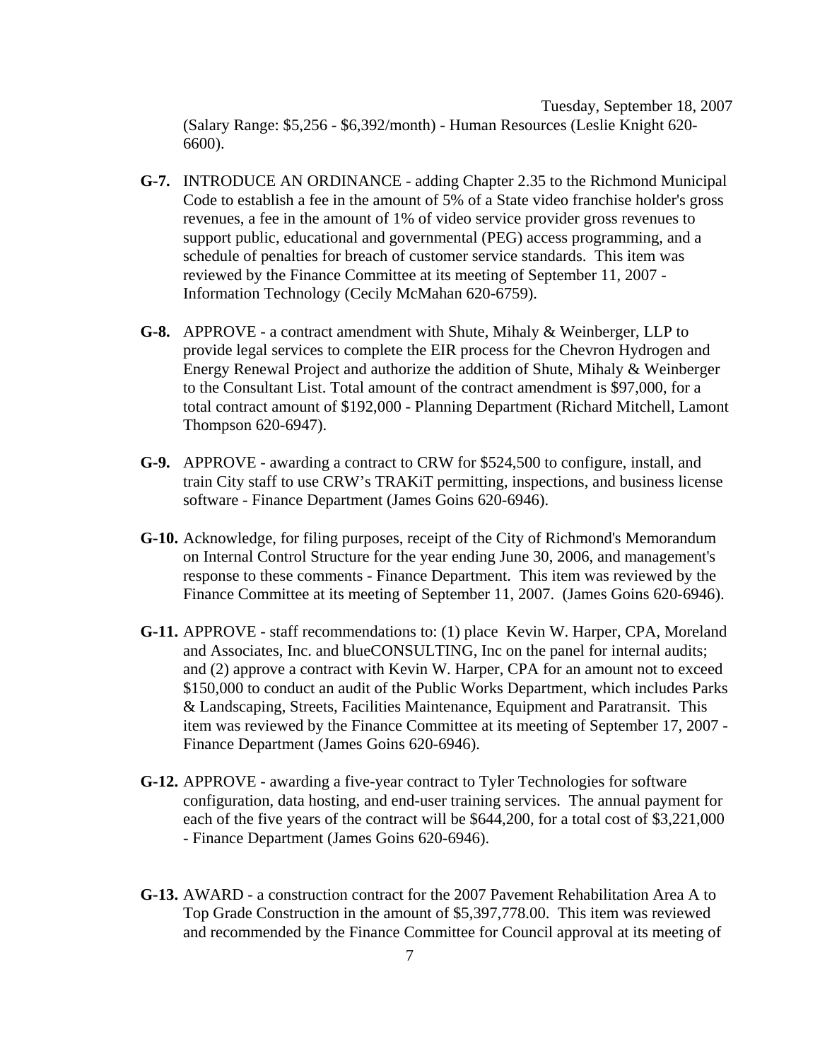(Salary Range: $5,256 - $6,392/month) - Human Resources (Leslie Knight 620-6600).

**G-7.** INTRODUCE AN ORDINANCE - adding Chapter 2.35 to the Richmond Municipal Code to establish a fee in the amount of 5% of a State video franchise holder's gross revenues, a fee in the amount of 1% of video service provider gross revenues to support public, educational and governmental (PEG) access programming, and a schedule of penalties for breach of customer service standards. This item was reviewed by the Finance Committee at its meeting of September 11, 2007 - Information Technology (Cecily McMahan 620-6759).

**G-8.** APPROVE - a contract amendment with Shute, Mihaly & Weinberger, LLP to provide legal services to complete the EIR process for the Chevron Hydrogen and Energy Renewal Project and authorize the addition of Shute, Mihaly & Weinberger to the Consultant List. Total amount of the contract amendment is $97,000, for a total contract amount of $192,000 - Planning Department (Richard Mitchell, Lamont Thompson 620-6947).

**G-9.** APPROVE - awarding a contract to CRW for $524,500 to configure, install, and train City staff to use CRW's TRAKiT permitting, inspections, and business license software - Finance Department (James Goins 620-6946).

**G-10.** Acknowledge, for filing purposes, receipt of the City of Richmond's Memorandum on Internal Control Structure for the year ending June 30, 2006, and management's response to these comments - Finance Department. This item was reviewed by the Finance Committee at its meeting of September 11, 2007. (James Goins 620-6946).

**G-11.** APPROVE - staff recommendations to: (1) place Kevin W. Harper, CPA, Moreland and Associates, Inc. and blueCONSULTING, Inc on the panel for internal audits; and (2) approve a contract with Kevin W. Harper, CPA for an amount not to exceed $150,000 to conduct an audit of the Public Works Department, which includes Parks & Landscaping, Streets, Facilities Maintenance, Equipment and Paratransit. This item was reviewed by the Finance Committee at its meeting of September 17, 2007 - Finance Department (James Goins 620-6946).

**G-12.** APPROVE - awarding a five-year contract to Tyler Technologies for software configuration, data hosting, and end-user training services. The annual payment for each of the five years of the contract will be $644,200, for a total cost of $3,221,000 - Finance Department (James Goins 620-6946).

**G-13.** AWARD - a construction contract for the 2007 Pavement Rehabilitation Area A to Top Grade Construction in the amount of $5,397,778.00. This item was reviewed and recommended by the Finance Committee for Council approval at its meeting of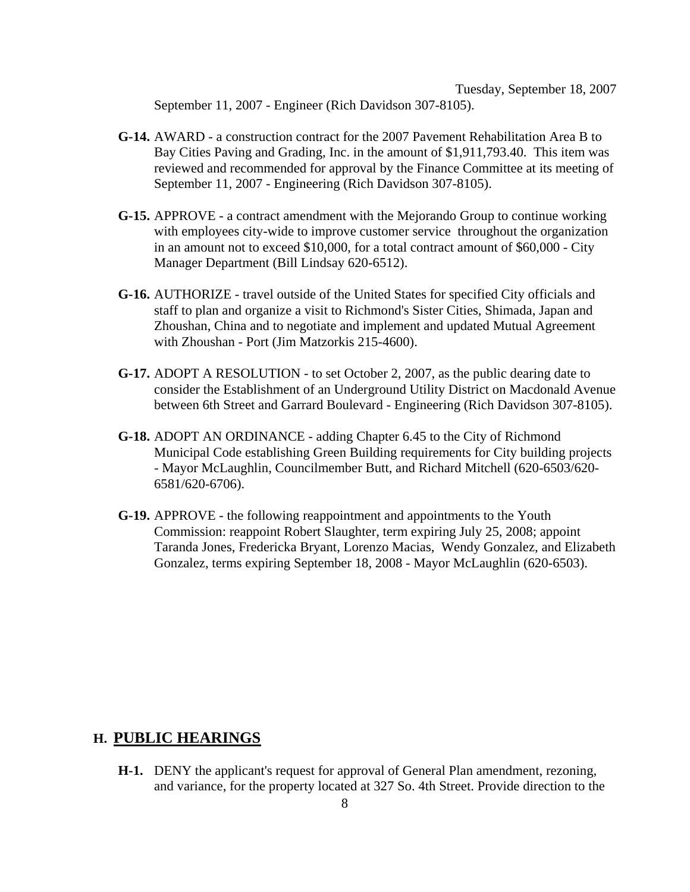September 11, 2007 - Engineer (Rich Davidson 307-8105).

**G-14.** AWARD - a construction contract for the 2007 Pavement Rehabilitation Area B to Bay Cities Paving and Grading, Inc. in the amount of $1,911,793.40. This item was reviewed and recommended for approval by the Finance Committee at its meeting of September 11, 2007 - Engineering (Rich Davidson 307-8105).

**G-15.** APPROVE - a contract amendment with the Mejorando Group to continue working with employees city-wide to improve customer service throughout the organization in an amount not to exceed $10,000, for a total contract amount of $60,000 - City Manager Department (Bill Lindsay 620-6512).

**G-16.** AUTHORIZE - travel outside of the United States for specified City officials and staff to plan and organize a visit to Richmond's Sister Cities, Shimada, Japan and Zhoushan, China and to negotiate and implement and updated Mutual Agreement with Zhoushan - Port (Jim Matzorkis 215-4600).

**G-17.** ADOPT A RESOLUTION - to set October 2, 2007, as the public dearing date to consider the Establishment of an Underground Utility District on Macdonald Avenue between 6th Street and Garrard Boulevard - Engineering (Rich Davidson 307-8105).

**G-18.** ADOPT AN ORDINANCE - adding Chapter 6.45 to the City of Richmond Municipal Code establishing Green Building requirements for City building projects - Mayor McLaughlin, Councilmember Butt, and Richard Mitchell (620-6503/620-6581/620-6706).

**G-19.** APPROVE - the following reappointment and appointments to the Youth Commission: reappoint Robert Slaughter, term expiring July 25, 2008; appoint Taranda Jones, Fredericka Bryant, Lorenzo Macias, Wendy Gonzalez, and Elizabeth Gonzalez, terms expiring September 18, 2008 - Mayor McLaughlin (620-6503).

## H. PUBLIC HEARINGS

**H-1.** DENY the applicant's request for approval of General Plan amendment, rezoning, and variance, for the property located at 327 So. 4th Street. Provide direction to the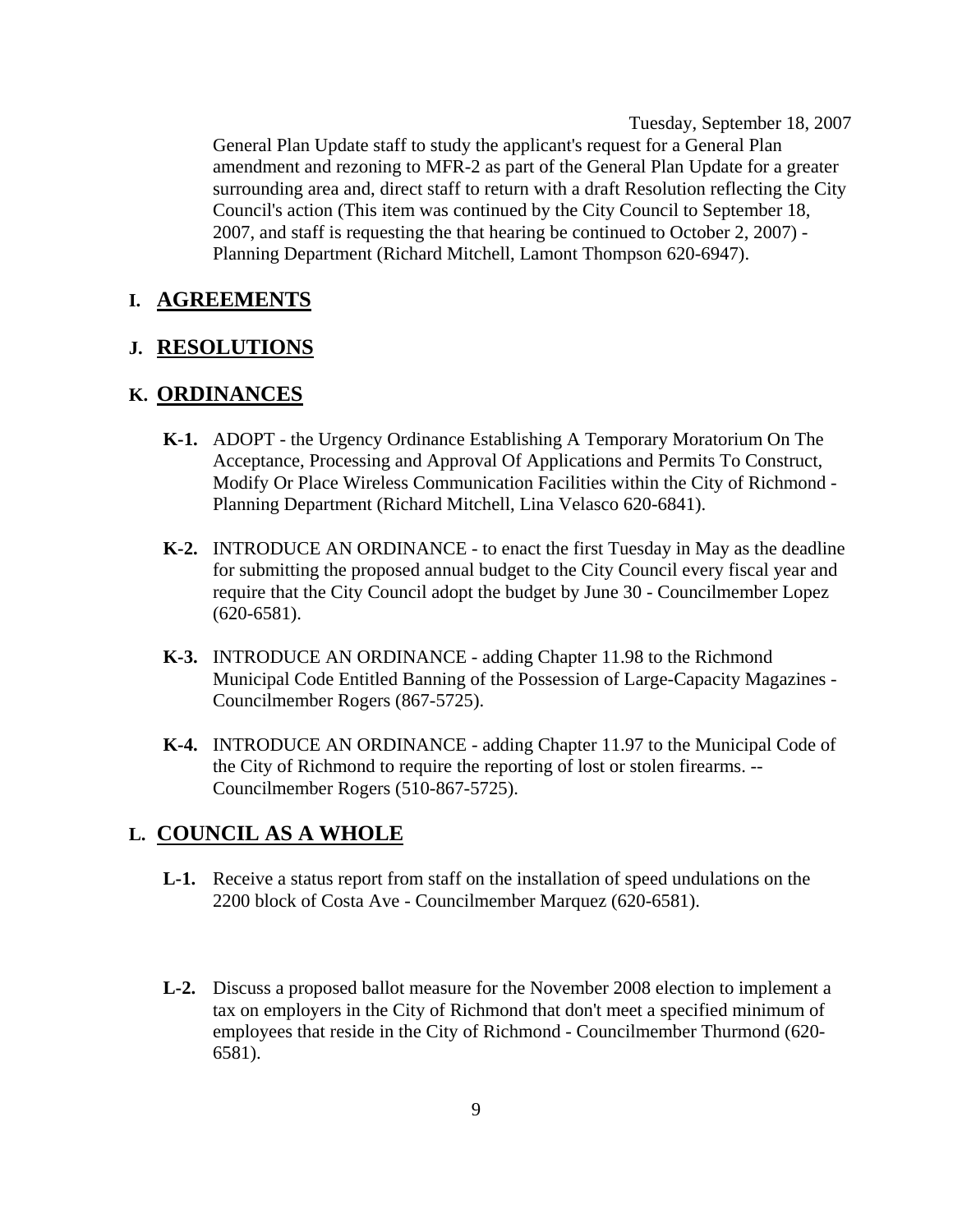General Plan Update staff to study the applicant's request for a General Plan amendment and rezoning to MFR-2 as part of the General Plan Update for a greater surrounding area and, direct staff to return with a draft Resolution reflecting the City Council's action (This item was continued by the City Council to September 18, 2007, and staff is requesting the that hearing be continued to October 2, 2007) - Planning Department (Richard Mitchell, Lamont Thompson 620-6947).

## I. AGREEMENTS

## J. RESOLUTIONS

## K. ORDINANCES

**K-1.** ADOPT - the Urgency Ordinance Establishing A Temporary Moratorium On The Acceptance, Processing and Approval Of Applications and Permits To Construct, Modify Or Place Wireless Communication Facilities within the City of Richmond - Planning Department (Richard Mitchell, Lina Velasco 620-6841).

**K-2.** INTRODUCE AN ORDINANCE - to enact the first Tuesday in May as the deadline for submitting the proposed annual budget to the City Council every fiscal year and require that the City Council adopt the budget by June 30 - Councilmember Lopez (620-6581).

**K-3.** INTRODUCE AN ORDINANCE - adding Chapter 11.98 to the Richmond Municipal Code Entitled Banning of the Possession of Large-Capacity Magazines - Councilmember Rogers (867-5725).

**K-4.** INTRODUCE AN ORDINANCE - adding Chapter 11.97 to the Municipal Code of the City of Richmond to require the reporting of lost or stolen firearms. -- Councilmember Rogers (510-867-5725).

## L. COUNCIL AS A WHOLE

**L-1.** Receive a status report from staff on the installation of speed undulations on the 2200 block of Costa Ave - Councilmember Marquez (620-6581).

**L-2.** Discuss a proposed ballot measure for the November 2008 election to implement a tax on employers in the City of Richmond that don't meet a specified minimum of employees that reside in the City of Richmond - Councilmember Thurmond (620-6581).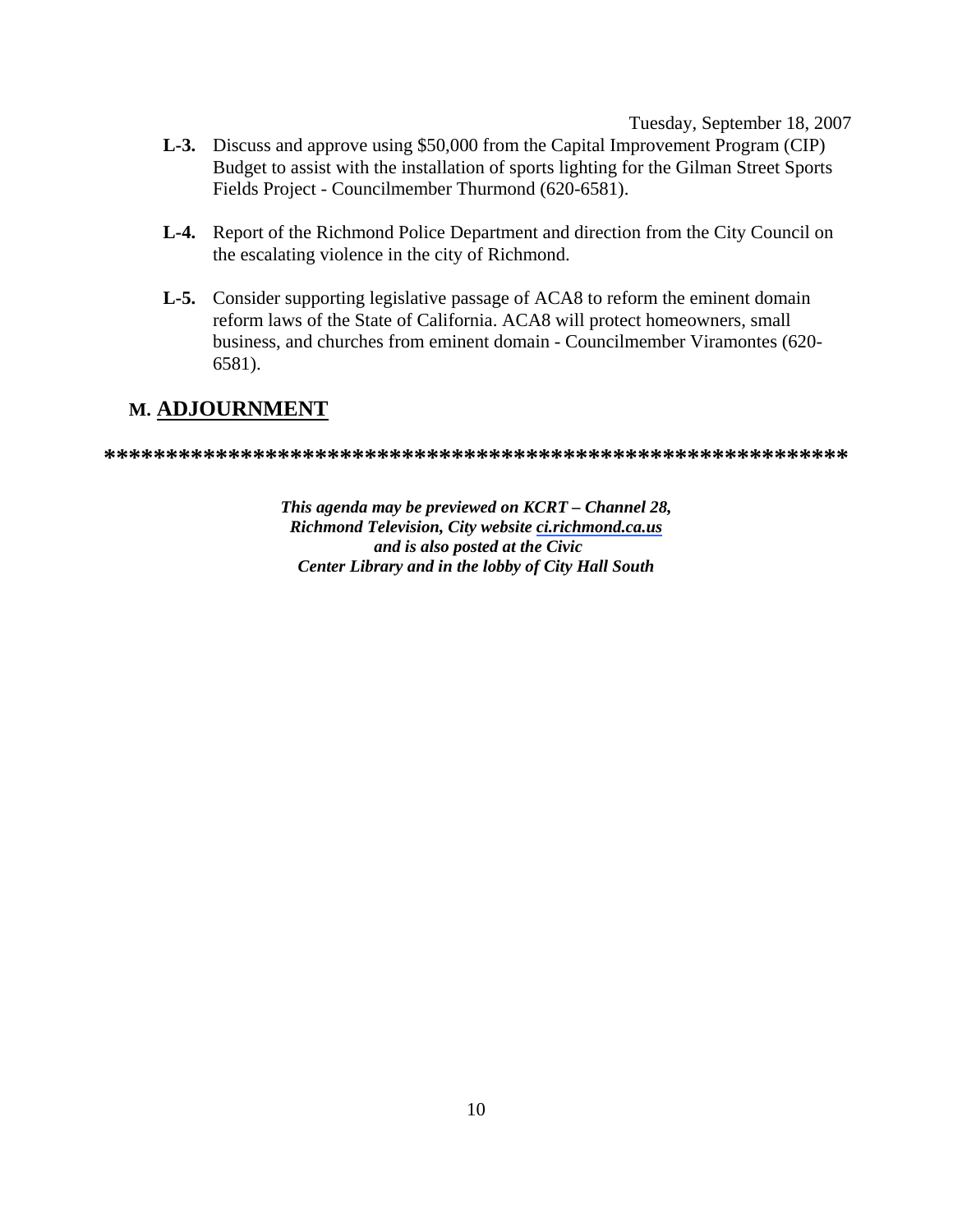Tuesday, September 18, 2007

**L-3.** Discuss and approve using $50,000 from the Capital Improvement Program (CIP) Budget to assist with the installation of sports lighting for the Gilman Street Sports Fields Project - Councilmember Thurmond (620-6581).

**L-4.** Report of the Richmond Police Department and direction from the City Council on the escalating violence in the city of Richmond.

**L-5.** Consider supporting legislative passage of ACA8 to reform the eminent domain reform laws of the State of California. ACA8 will protect homeowners, small business, and churches from eminent domain - Councilmember Viramontes (620-6581).

## M. ADJOURNMENT

**************************************************************

***This agenda may be previewed on KCRT – Channel 28, Richmond Television, City website ci.richmond.ca.us and is also posted at the Civic Center Library and in the lobby of City Hall South***